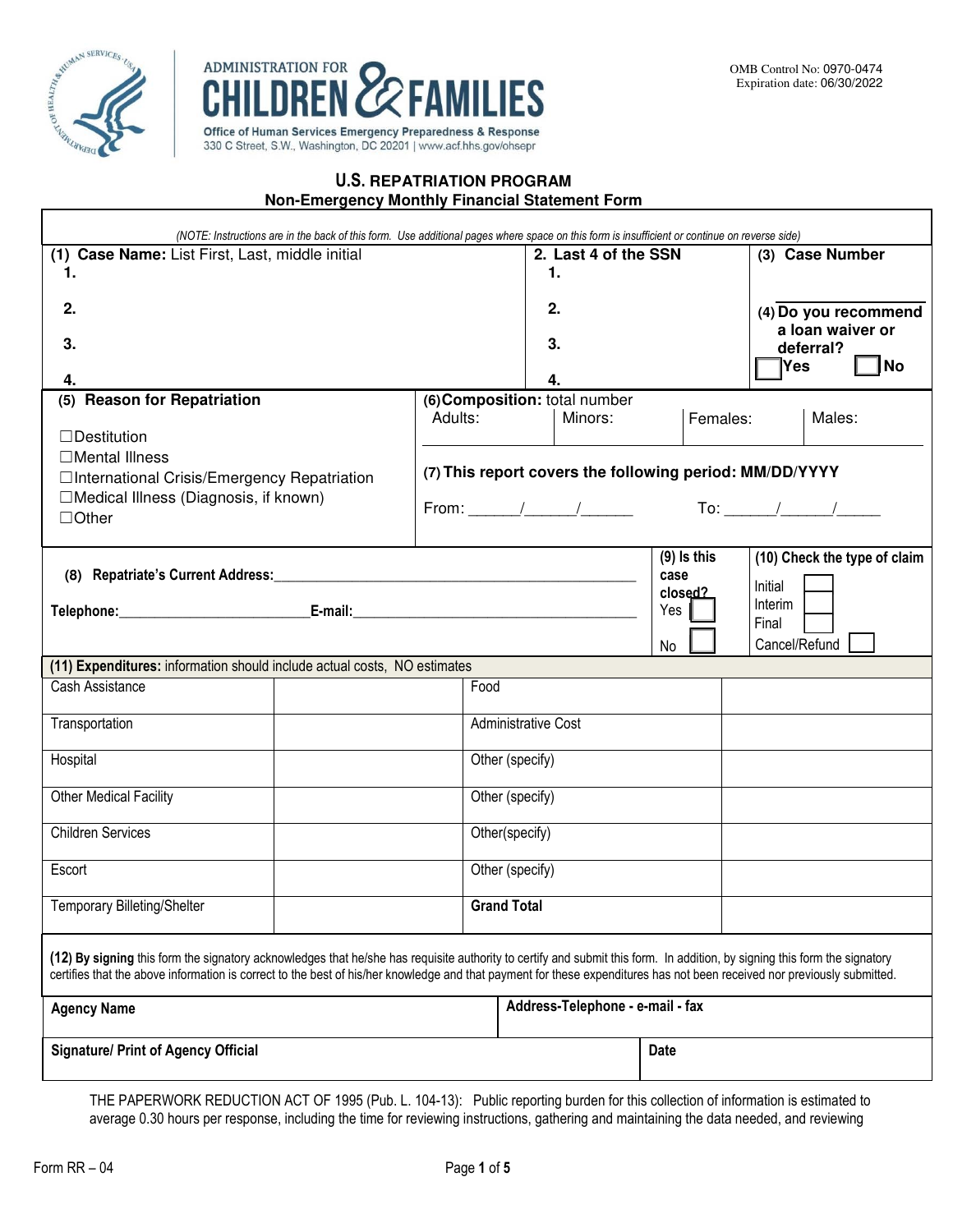ADMINISTRATION FOR
# CHILDREN & FAMILIES
Office of Human Services Emergency Preparedness & Response
330 C Street, S.W., Washington, DC 20201 | www.acf.hhs.gov/ohsepr

OMB Control No: 0970-0474
Expiration date: 06/30/2022

## U.S. REPATRIATION PROGRAM
### Non-Emergency Monthly Financial Statement Form

*(NOTE: Instructions are in the back of this form. Use additional pages where space on this form is insufficient or continue on reverse side)*

**(1) Case Name:** List First, Last, middle initial
1.
2.
3.
4.

**2. Last 4 of the SSN**
1.
2.
3.
4.

**(3) Case Number**

**(4) Do you recommend a loan waiver or deferral?** ☐ Yes ☐ No

**(5) Reason for Repatriation**

☐ Destitution
☐ Mental Illness
☐ International Crisis/Emergency Repatriation
☐ Medical Illness (Diagnosis, if known)
☐ Other

**(6) Composition:** total number

| Adults: | Minors: | Females: | Males: |
|---|---|---|---|
| | | | |

**(7) This report covers the following period: MM/DD/YYYY**

From: ______/______/______ To: ______/______/_____

**(8) Repatriate's Current Address:**_______________________________________________

**Telephone:**________________________ **E-mail:**____________________________________

**(9) Is this case closed?** Yes ☐ No ☐

**(10) Check the type of claim**
Initial ☐
Interim ☐
Final ☐
Cancel/Refund ☐

**(11) Expenditures:** information should include actual costs, NO estimates

| | | | |
|---|---|---|---|
| Cash Assistance | | Food | |
| Transportation | | Administrative Cost | |
| Hospital | | Other (specify) | |
| Other Medical Facility | | Other (specify) | |
| Children Services | | Other(specify) | |
| Escort | | Other (specify) | |
| Temporary Billeting/Shelter | | **Grand Total** | |

**(12) By signing** this form the signatory acknowledges that he/she has requisite authority to certify and submit this form. In addition, by signing this form the signatory certifies that the above information is correct to the best of his/her knowledge and that payment for these expenditures has not been received nor previously submitted.

| **Agency Name** | **Address-Telephone - e-mail - fax** |
|---|---|
| | |

| **Signature/ Print of Agency Official** | **Date** |
|---|---|
| | |

THE PAPERWORK REDUCTION ACT OF 1995 (Pub. L. 104-13): Public reporting burden for this collection of information is estimated to average 0.30 hours per response, including the time for reviewing instructions, gathering and maintaining the data needed, and reviewing

Form RR – 04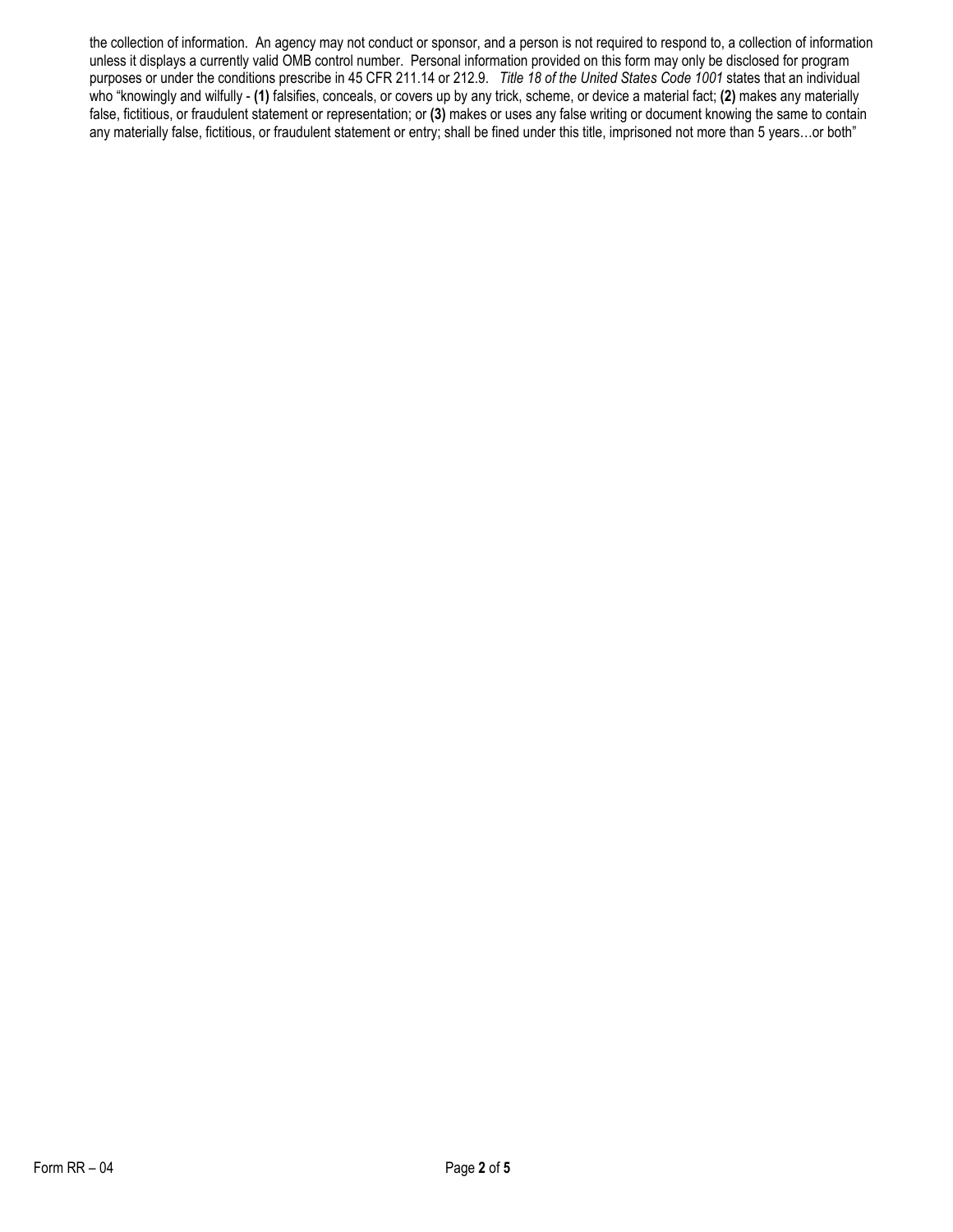the collection of information. An agency may not conduct or sponsor, and a person is not required to respond to, a collection of information unless it displays a currently valid OMB control number. Personal information provided on this form may only be disclosed for program purposes or under the conditions prescribe in 45 CFR 211.14 or 212.9. *Title 18 of the United States Code 1001* states that an individual who "knowingly and wilfully - **(1)** falsifies, conceals, or covers up by any trick, scheme, or device a material fact; **(2)** makes any materially false, fictitious, or fraudulent statement or representation; or **(3)** makes or uses any false writing or document knowing the same to contain any materially false, fictitious, or fraudulent statement or entry; shall be fined under this title, imprisoned not more than 5 years…or both"

Form RR – 04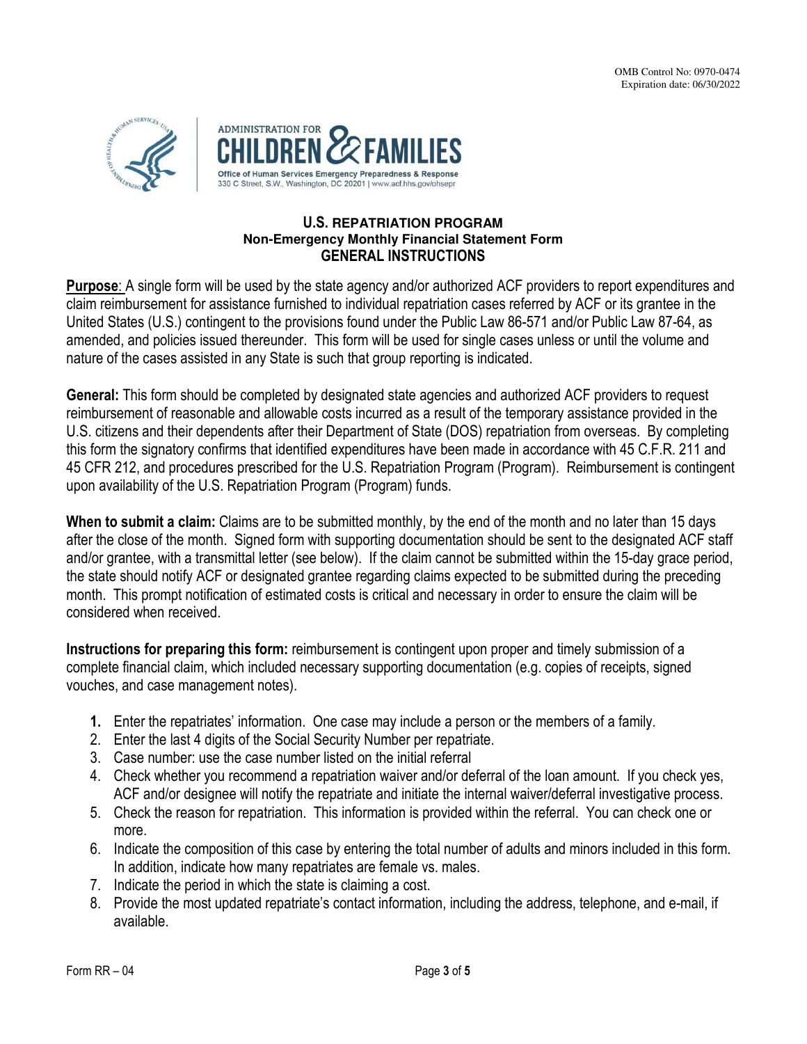OMB Control No: 0970-0474
Expiration date: 06/30/2022

ADMINISTRATION FOR CHILDREN & FAMILIES
Office of Human Services Emergency Preparedness & Response
330 C Street, S.W., Washington, DC 20201 | www.acf.hhs.gov/ohsepr

## U.S. REPATRIATION PROGRAM
### Non-Emergency Monthly Financial Statement Form
### GENERAL INSTRUCTIONS

**Purpose**: A single form will be used by the state agency and/or authorized ACF providers to report expenditures and claim reimbursement for assistance furnished to individual repatriation cases referred by ACF or its grantee in the United States (U.S.) contingent to the provisions found under the Public Law 86-571 and/or Public Law 87-64, as amended, and policies issued thereunder. This form will be used for single cases unless or until the volume and nature of the cases assisted in any State is such that group reporting is indicated.

**General:** This form should be completed by designated state agencies and authorized ACF providers to request reimbursement of reasonable and allowable costs incurred as a result of the temporary assistance provided in the U.S. citizens and their dependents after their Department of State (DOS) repatriation from overseas. By completing this form the signatory confirms that identified expenditures have been made in accordance with 45 C.F.R. 211 and 45 CFR 212, and procedures prescribed for the U.S. Repatriation Program (Program). Reimbursement is contingent upon availability of the U.S. Repatriation Program (Program) funds.

**When to submit a claim:** Claims are to be submitted monthly, by the end of the month and no later than 15 days after the close of the month. Signed form with supporting documentation should be sent to the designated ACF staff and/or grantee, with a transmittal letter (see below). If the claim cannot be submitted within the 15-day grace period, the state should notify ACF or designated grantee regarding claims expected to be submitted during the preceding month. This prompt notification of estimated costs is critical and necessary in order to ensure the claim will be considered when received.

**Instructions for preparing this form:** reimbursement is contingent upon proper and timely submission of a complete financial claim, which included necessary supporting documentation (e.g. copies of receipts, signed vouches, and case management notes).

1. Enter the repatriates' information. One case may include a person or the members of a family.
2. Enter the last 4 digits of the Social Security Number per repatriate.
3. Case number: use the case number listed on the initial referral
4. Check whether you recommend a repatriation waiver and/or deferral of the loan amount. If you check yes, ACF and/or designee will notify the repatriate and initiate the internal waiver/deferral investigative process.
5. Check the reason for repatriation. This information is provided within the referral. You can check one or more.
6. Indicate the composition of this case by entering the total number of adults and minors included in this form. In addition, indicate how many repatriates are female vs. males.
7. Indicate the period in which the state is claiming a cost.
8. Provide the most updated repatriate's contact information, including the address, telephone, and e-mail, if available.

Form RR – 04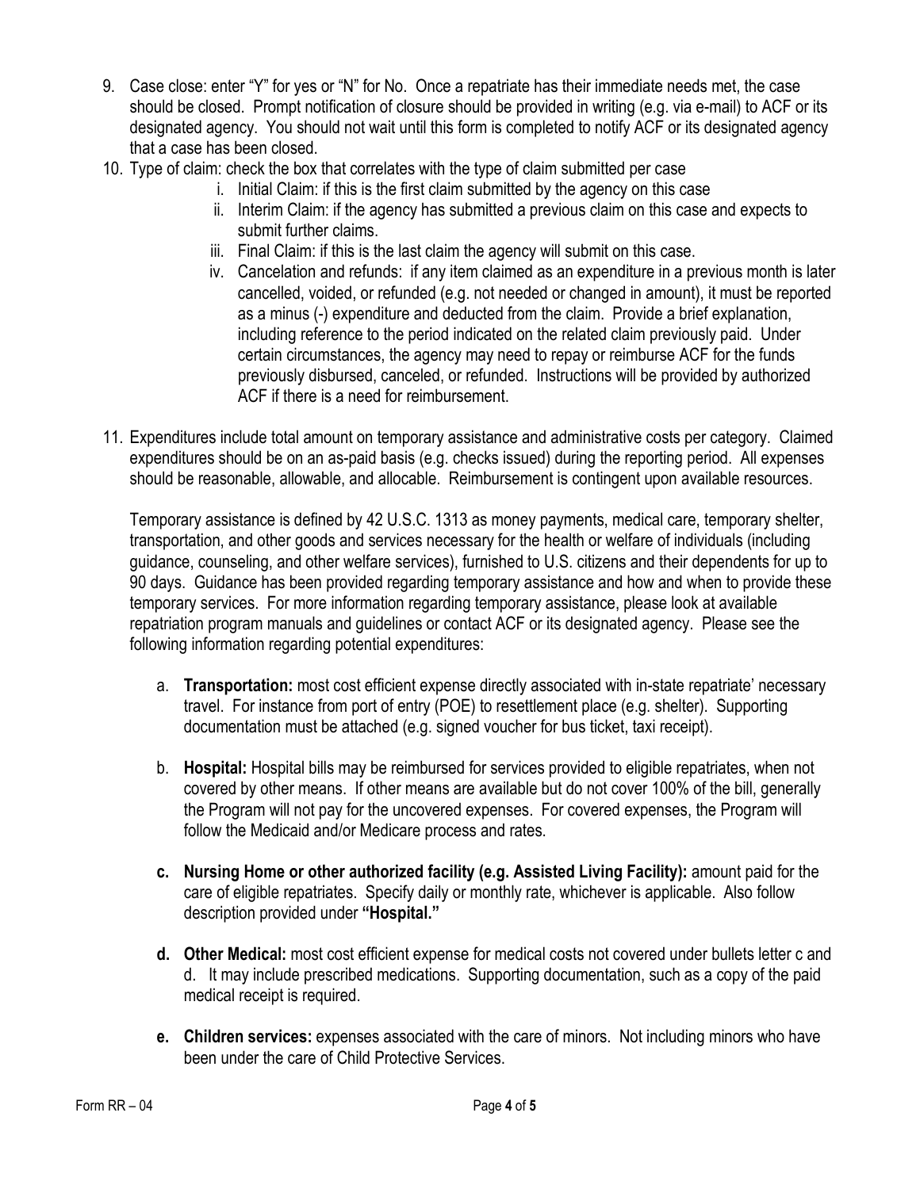9. Case close: enter "Y" for yes or "N" for No. Once a repatriate has their immediate needs met, the case should be closed. Prompt notification of closure should be provided in writing (e.g. via e-mail) to ACF or its designated agency. You should not wait until this form is completed to notify ACF or its designated agency that a case has been closed.
10. Type of claim: check the box that correlates with the type of claim submitted per case
    i. Initial Claim: if this is the first claim submitted by the agency on this case
    ii. Interim Claim: if the agency has submitted a previous claim on this case and expects to submit further claims.
    iii. Final Claim: if this is the last claim the agency will submit on this case.
    iv. Cancelation and refunds: if any item claimed as an expenditure in a previous month is later cancelled, voided, or refunded (e.g. not needed or changed in amount), it must be reported as a minus (-) expenditure and deducted from the claim. Provide a brief explanation, including reference to the period indicated on the related claim previously paid. Under certain circumstances, the agency may need to repay or reimburse ACF for the funds previously disbursed, canceled, or refunded. Instructions will be provided by authorized ACF if there is a need for reimbursement.

11. Expenditures include total amount on temporary assistance and administrative costs per category. Claimed expenditures should be on an as-paid basis (e.g. checks issued) during the reporting period. All expenses should be reasonable, allowable, and allocable. Reimbursement is contingent upon available resources.

    Temporary assistance is defined by 42 U.S.C. 1313 as money payments, medical care, temporary shelter, transportation, and other goods and services necessary for the health or welfare of individuals (including guidance, counseling, and other welfare services), furnished to U.S. citizens and their dependents for up to 90 days. Guidance has been provided regarding temporary assistance and how and when to provide these temporary services. For more information regarding temporary assistance, please look at available repatriation program manuals and guidelines or contact ACF or its designated agency. Please see the following information regarding potential expenditures:

    a. **Transportation:** most cost efficient expense directly associated with in-state repatriate' necessary travel. For instance from port of entry (POE) to resettlement place (e.g. shelter). Supporting documentation must be attached (e.g. signed voucher for bus ticket, taxi receipt).

    b. **Hospital:** Hospital bills may be reimbursed for services provided to eligible repatriates, when not covered by other means. If other means are available but do not cover 100% of the bill, generally the Program will not pay for the uncovered expenses. For covered expenses, the Program will follow the Medicaid and/or Medicare process and rates.

    c. **Nursing Home or other authorized facility (e.g. Assisted Living Facility):** amount paid for the care of eligible repatriates. Specify daily or monthly rate, whichever is applicable. Also follow description provided under **"Hospital."**

    d. **Other Medical:** most cost efficient expense for medical costs not covered under bullets letter c and d. It may include prescribed medications. Supporting documentation, such as a copy of the paid medical receipt is required.

    e. **Children services:** expenses associated with the care of minors. Not including minors who have been under the care of Child Protective Services.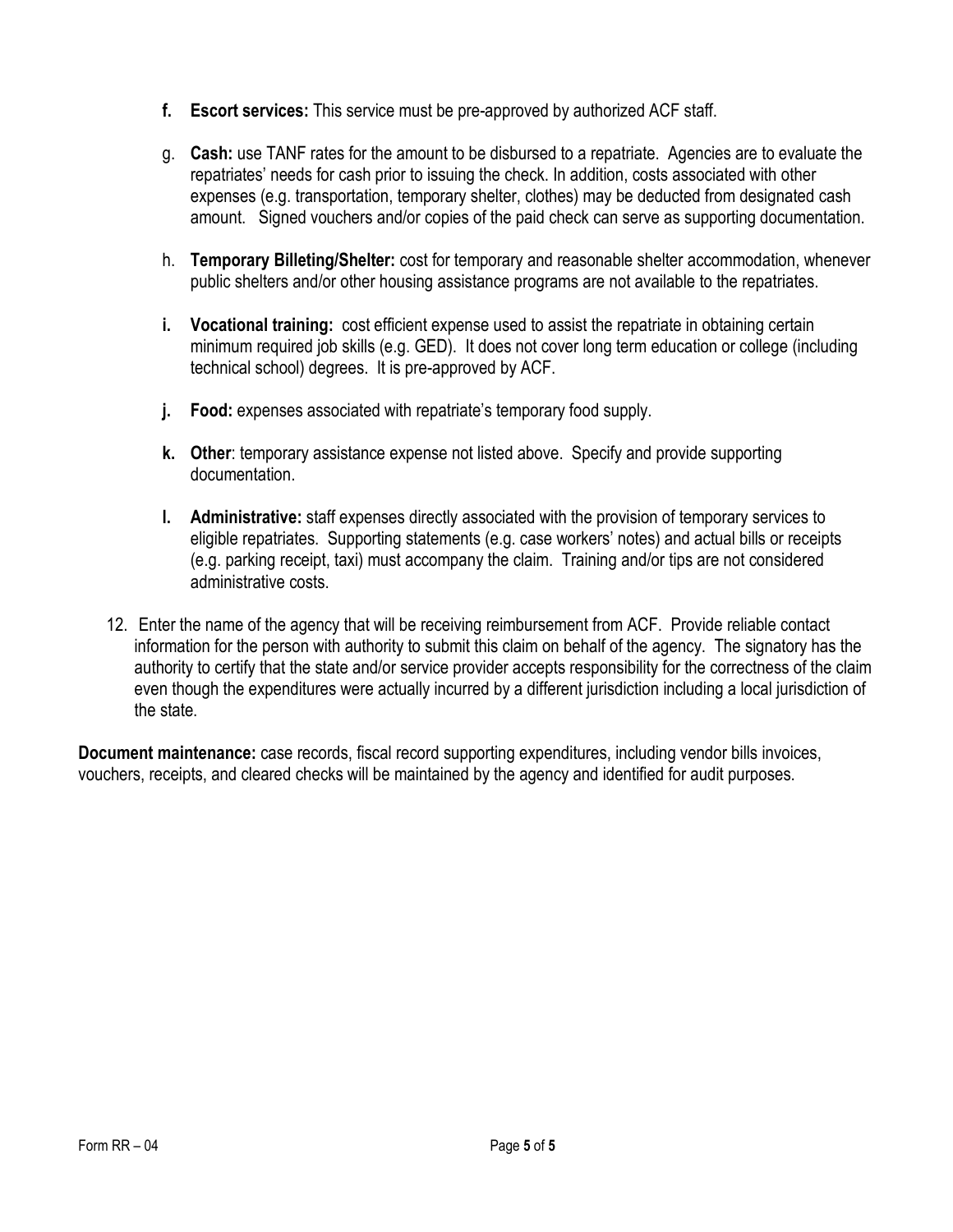f. **Escort services:** This service must be pre-approved by authorized ACF staff.

g. **Cash:** use TANF rates for the amount to be disbursed to a repatriate. Agencies are to evaluate the repatriates' needs for cash prior to issuing the check. In addition, costs associated with other expenses (e.g. transportation, temporary shelter, clothes) may be deducted from designated cash amount. Signed vouchers and/or copies of the paid check can serve as supporting documentation.

h. **Temporary Billeting/Shelter:** cost for temporary and reasonable shelter accommodation, whenever public shelters and/or other housing assistance programs are not available to the repatriates.

i. **Vocational training:** cost efficient expense used to assist the repatriate in obtaining certain minimum required job skills (e.g. GED). It does not cover long term education or college (including technical school) degrees. It is pre-approved by ACF.

j. **Food:** expenses associated with repatriate's temporary food supply.

k. **Other**: temporary assistance expense not listed above. Specify and provide supporting documentation.

l. **Administrative:** staff expenses directly associated with the provision of temporary services to eligible repatriates. Supporting statements (e.g. case workers' notes) and actual bills or receipts (e.g. parking receipt, taxi) must accompany the claim. Training and/or tips are not considered administrative costs.

12. Enter the name of the agency that will be receiving reimbursement from ACF. Provide reliable contact information for the person with authority to submit this claim on behalf of the agency. The signatory has the authority to certify that the state and/or service provider accepts responsibility for the correctness of the claim even though the expenditures were actually incurred by a different jurisdiction including a local jurisdiction of the state.

**Document maintenance:** case records, fiscal record supporting expenditures, including vendor bills invoices, vouchers, receipts, and cleared checks will be maintained by the agency and identified for audit purposes.

Form RR – 04